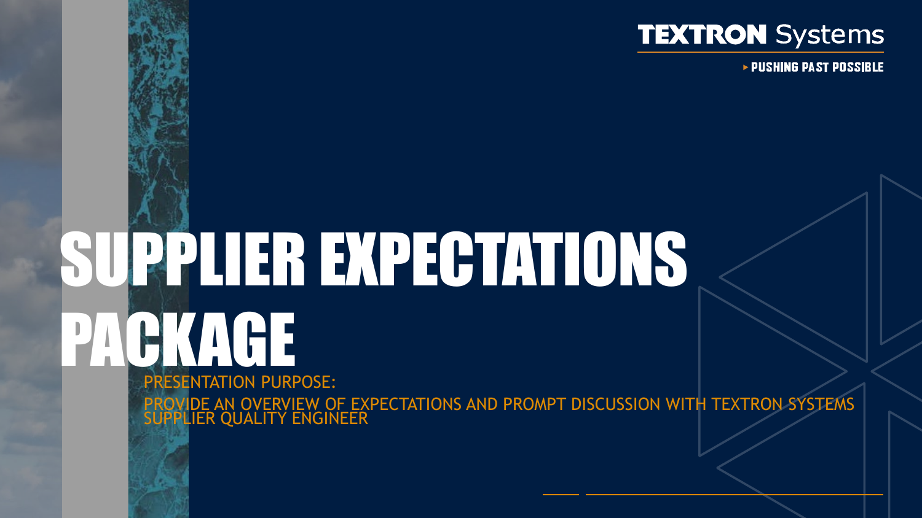TEXTRON Systems

▸ PUSHING PAST POSSIBLE

# SUPPLIER EXPECTATIONS PACKAGE

PRESENTATION PURPOSE:

PROVIDE AN OVERVIEW OF EXPECTATIONS AND PROMPT DISCUSSION WITH TEXTRON SYSTEMS SUPPLIER QUALITY ENGINEER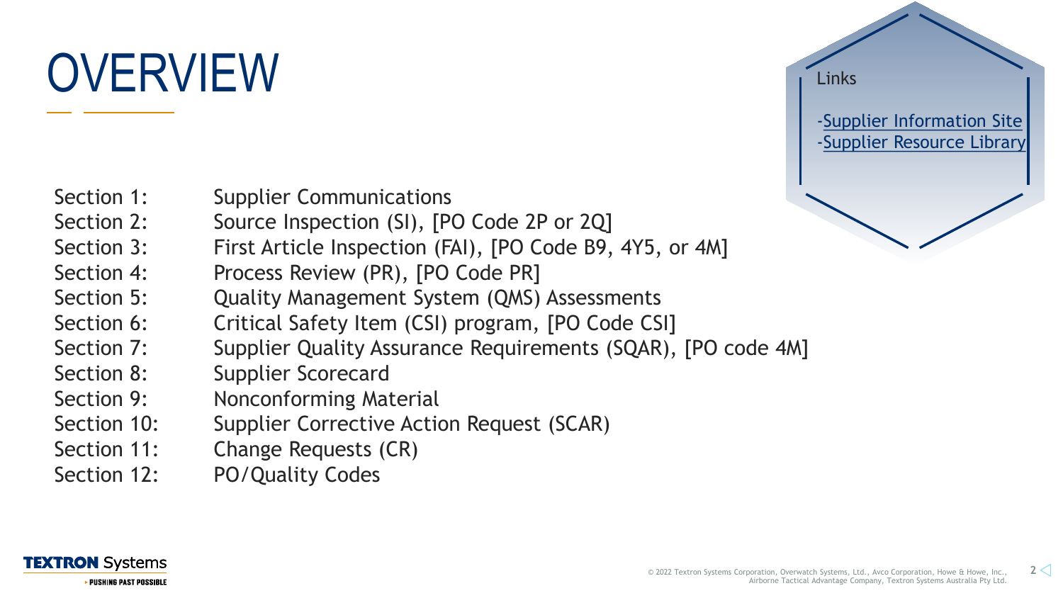# OVERVIEW

Links

- Supplier Information Site
- Supplier Resource Library

| | |
|---|---|
| Section 1: | Supplier Communications |
| Section 2: | Source Inspection (SI), [PO Code 2P or 2Q] |
| Section 3: | First Article Inspection (FAI), [PO Code B9, 4Y5, or 4M] |
| Section 4: | Process Review (PR), [PO Code PR] |
| Section 5: | Quality Management System (QMS) Assessments |
| Section 6: | Critical Safety Item (CSI) program, [PO Code CSI] |
| Section 7: | Supplier Quality Assurance Requirements (SQAR), [PO code 4M] |
| Section 8: | Supplier Scorecard |
| Section 9: | Nonconforming Material |
| Section 10: | Supplier Corrective Action Request (SCAR) |
| Section 11: | Change Requests (CR) |
| Section 12: | PO/Quality Codes |

© 2022 Textron Systems Corporation, Overwatch Systems, Ltd., Avco Corporation, Howe & Howe, Inc., Airborne Tactical Advantage Company, Textron Systems Australia Pty Ltd.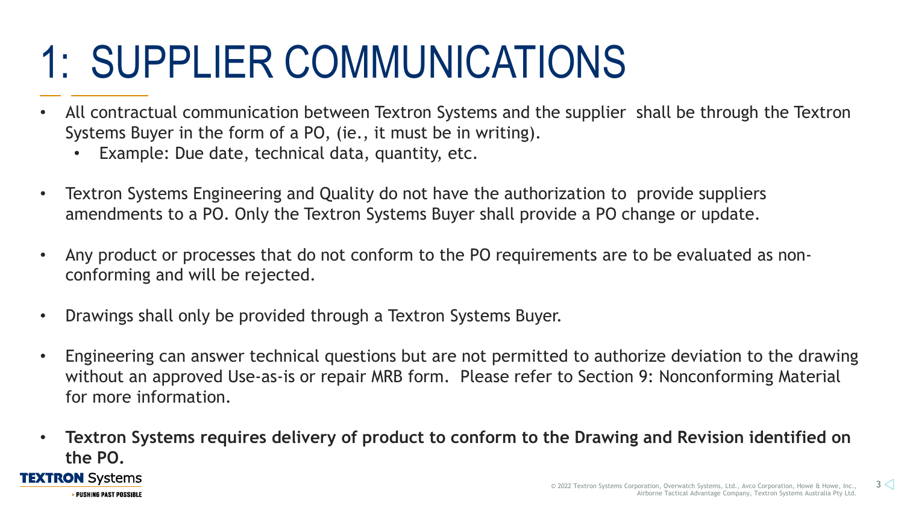# 1: SUPPLIER COMMUNICATIONS

- All contractual communication between Textron Systems and the supplier shall be through the Textron Systems Buyer in the form of a PO, (ie., it must be in writing).
  - Example: Due date, technical data, quantity, etc.
- Textron Systems Engineering and Quality do not have the authorization to provide suppliers amendments to a PO. Only the Textron Systems Buyer shall provide a PO change or update.
- Any product or processes that do not conform to the PO requirements are to be evaluated as non-conforming and will be rejected.
- Drawings shall only be provided through a Textron Systems Buyer.
- Engineering can answer technical questions but are not permitted to authorize deviation to the drawing without an approved Use-as-is or repair MRB form. Please refer to Section 9: Nonconforming Material for more information.
- **Textron Systems requires delivery of product to conform to the Drawing and Revision identified on the PO.**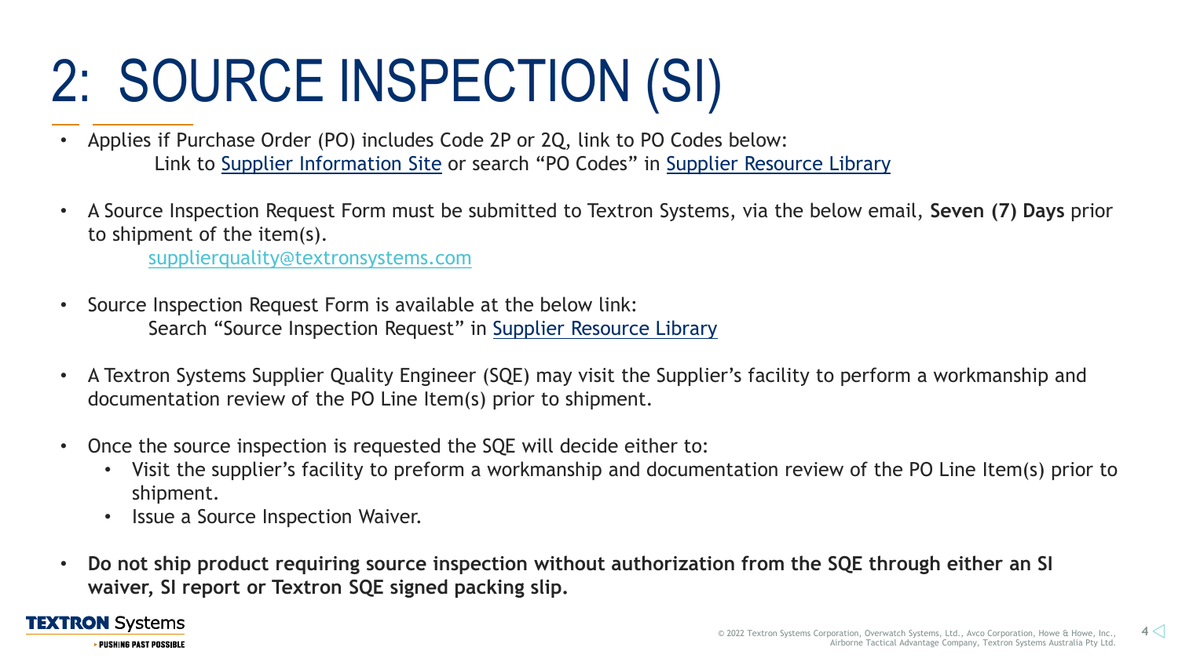# 2: SOURCE INSPECTION (SI)

- Applies if Purchase Order (PO) includes Code 2P or 2Q, link to PO Codes below:
  Link to Supplier Information Site or search "PO Codes" in Supplier Resource Library

- A Source Inspection Request Form must be submitted to Textron Systems, via the below email, **Seven (7) Days** prior to shipment of the item(s).
  supplierquality@textronsystems.com

- Source Inspection Request Form is available at the below link:
  Search "Source Inspection Request" in Supplier Resource Library

- A Textron Systems Supplier Quality Engineer (SQE) may visit the Supplier's facility to perform a workmanship and documentation review of the PO Line Item(s) prior to shipment.

- Once the source inspection is requested the SQE will decide either to:
  - Visit the supplier's facility to preform a workmanship and documentation review of the PO Line Item(s) prior to shipment.
  - Issue a Source Inspection Waiver.

- **Do not ship product requiring source inspection without authorization from the SQE through either an SI waiver, SI report or Textron SQE signed packing slip.**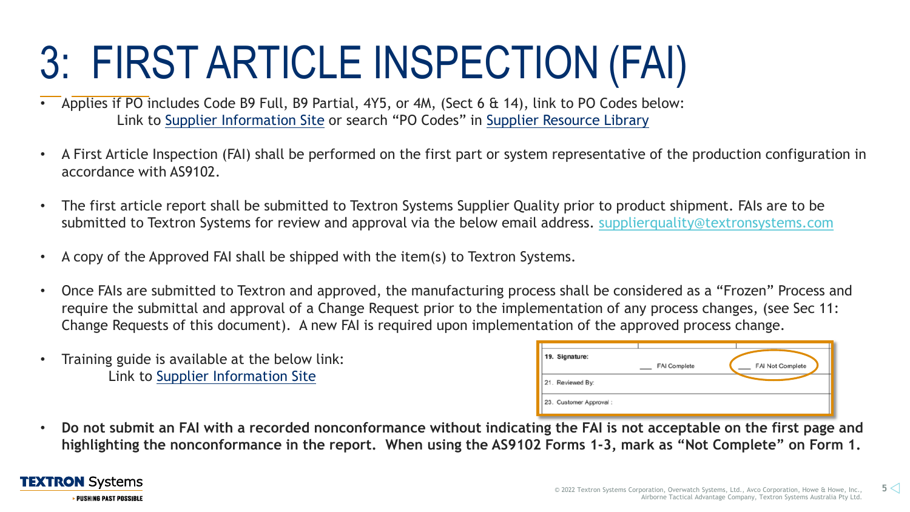# 3: FIRST ARTICLE INSPECTION (FAI)

- Applies if PO includes Code B9 Full, B9 Partial, 4Y5, or 4M, (Sect 6 & 14), link to PO Codes below:
  Link to Supplier Information Site or search "PO Codes" in Supplier Resource Library
- A First Article Inspection (FAI) shall be performed on the first part or system representative of the production configuration in accordance with AS9102.
- The first article report shall be submitted to Textron Systems Supplier Quality prior to product shipment. FAIs are to be submitted to Textron Systems for review and approval via the below email address. supplierquality@textronsystems.com
- A copy of the Approved FAI shall be shipped with the item(s) to Textron Systems.
- Once FAIs are submitted to Textron and approved, the manufacturing process shall be considered as a "Frozen" Process and require the submittal and approval of a Change Request prior to the implementation of any process changes, (see Sec 11: Change Requests of this document). A new FAI is required upon implementation of the approved process change.
- Training guide is available at the below link:
  Link to Supplier Information Site

| 19. Signature: | ___ FAI Complete | ___ FAI Not Complete |
|---|---|---|
| 21. Reviewed By: | | |
| 23. Customer Approval : | | |

- **Do not submit an FAI with a recorded nonconformance without indicating the FAI is not acceptable on the first page and highlighting the nonconformance in the report. When using the AS9102 Forms 1-3, mark as "Not Complete" on Form 1.**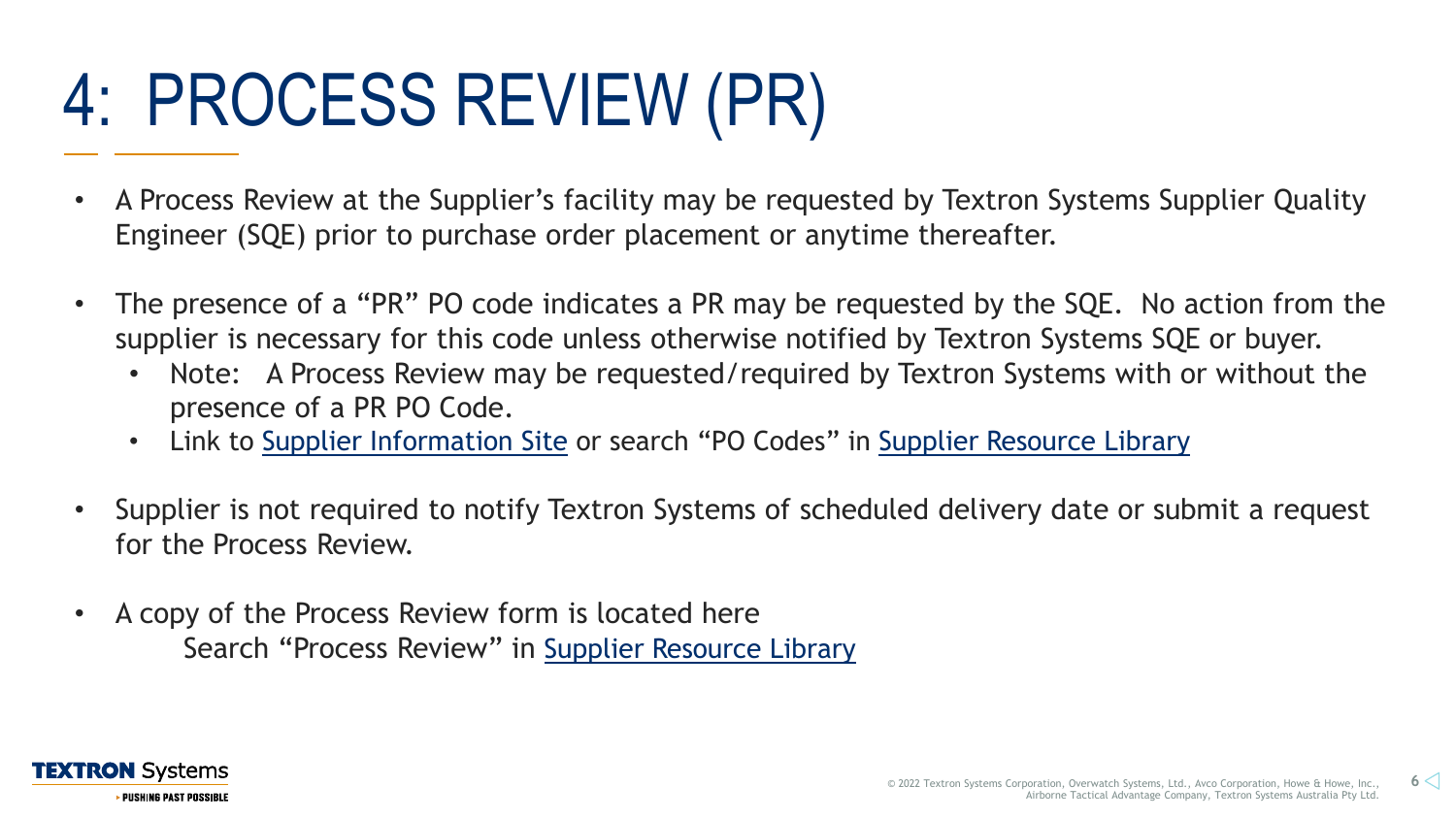# 4: PROCESS REVIEW (PR)

- A Process Review at the Supplier's facility may be requested by Textron Systems Supplier Quality Engineer (SQE) prior to purchase order placement or anytime thereafter.
- The presence of a "PR" PO code indicates a PR may be requested by the SQE. No action from the supplier is necessary for this code unless otherwise notified by Textron Systems SQE or buyer.
  - Note: A Process Review may be requested/required by Textron Systems with or without the presence of a PR PO Code.
  - Link to Supplier Information Site or search "PO Codes" in Supplier Resource Library
- Supplier is not required to notify Textron Systems of scheduled delivery date or submit a request for the Process Review.
- A copy of the Process Review form is located here
  Search "Process Review" in Supplier Resource Library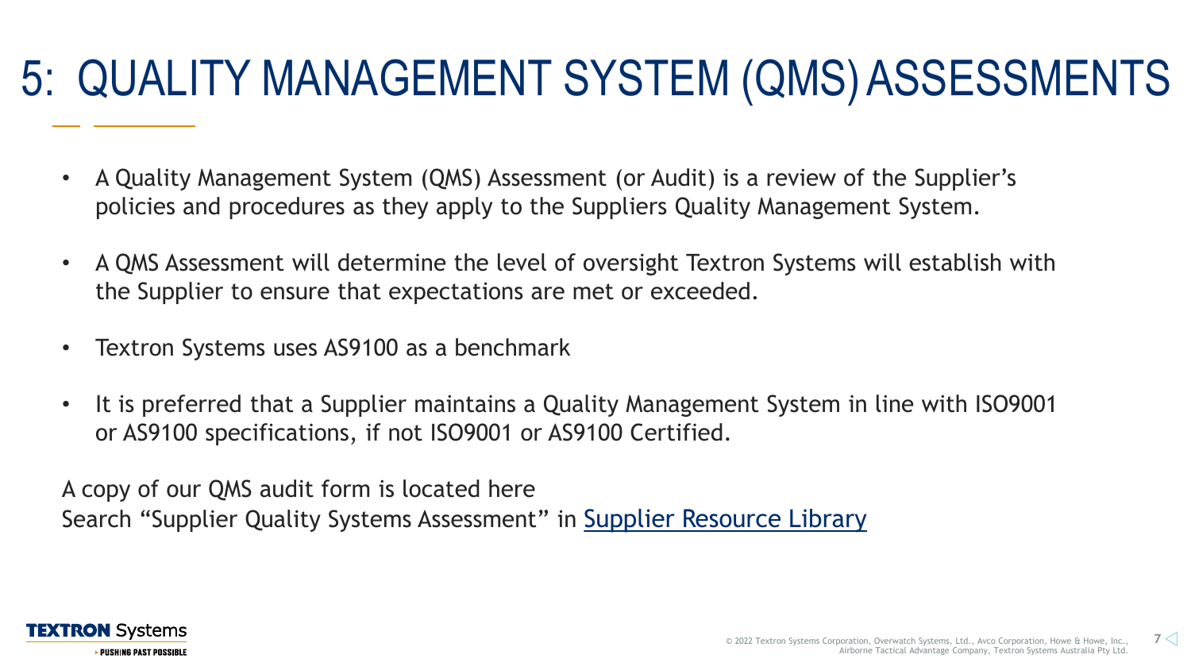# 5: QUALITY MANAGEMENT SYSTEM (QMS) ASSESSMENTS

- A Quality Management System (QMS) Assessment (or Audit) is a review of the Supplier's policies and procedures as they apply to the Suppliers Quality Management System.
- A QMS Assessment will determine the level of oversight Textron Systems will establish with the Supplier to ensure that expectations are met or exceeded.
- Textron Systems uses AS9100 as a benchmark
- It is preferred that a Supplier maintains a Quality Management System in line with ISO9001 or AS9100 specifications, if not ISO9001 or AS9100 Certified.

A copy of our QMS audit form is located here
Search "Supplier Quality Systems Assessment" in Supplier Resource Library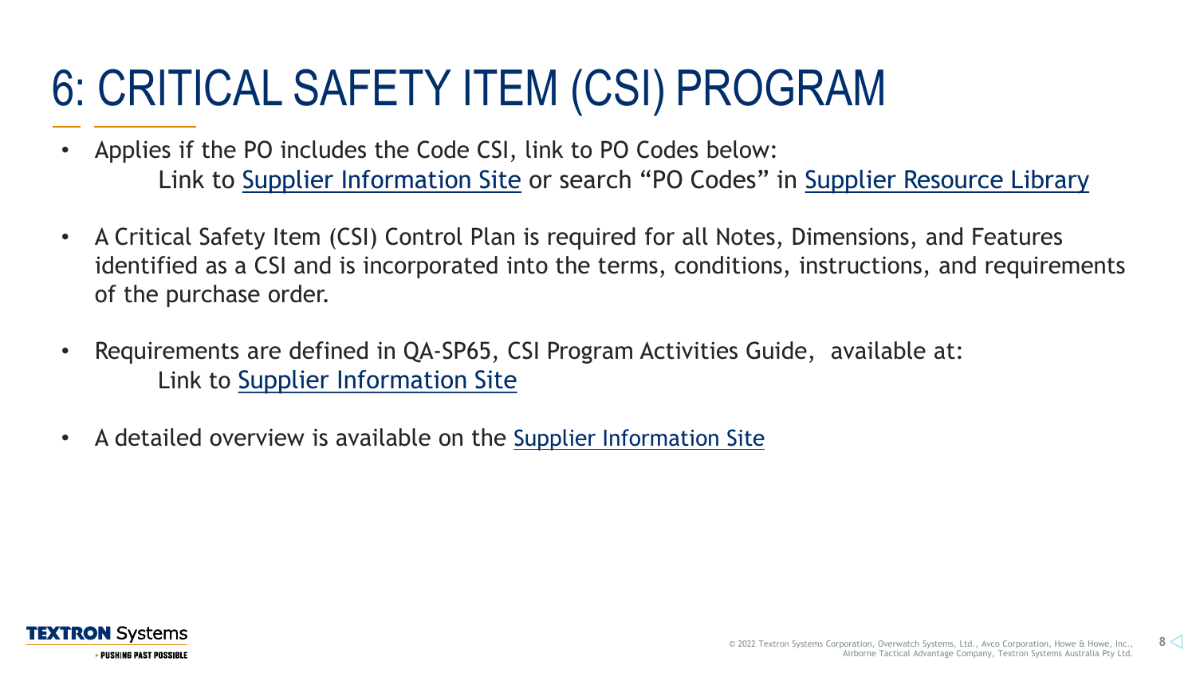# 6: CRITICAL SAFETY ITEM (CSI) PROGRAM

- Applies if the PO includes the Code CSI, link to PO Codes below:
  Link to Supplier Information Site or search "PO Codes" in Supplier Resource Library

- A Critical Safety Item (CSI) Control Plan is required for all Notes, Dimensions, and Features identified as a CSI and is incorporated into the terms, conditions, instructions, and requirements of the purchase order.

- Requirements are defined in QA-SP65, CSI Program Activities Guide, available at:
  Link to Supplier Information Site

- A detailed overview is available on the Supplier Information Site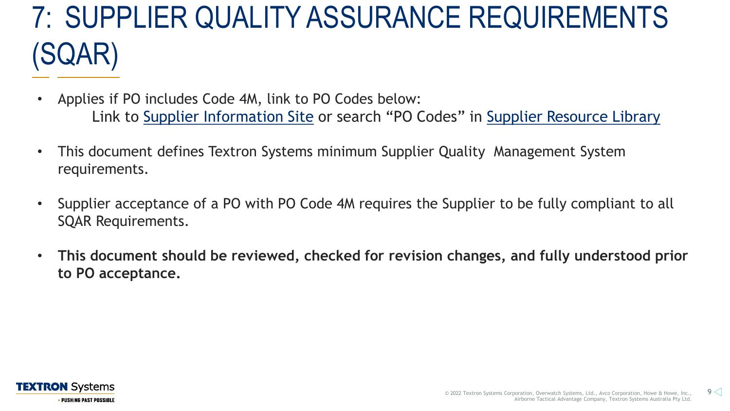# 7: SUPPLIER QUALITY ASSURANCE REQUIREMENTS (SQAR)

- Applies if PO includes Code 4M, link to PO Codes below:
  Link to Supplier Information Site or search "PO Codes" in Supplier Resource Library
- This document defines Textron Systems minimum Supplier Quality Management System requirements.
- Supplier acceptance of a PO with PO Code 4M requires the Supplier to be fully compliant to all SQAR Requirements.
- **This document should be reviewed, checked for revision changes, and fully understood prior to PO acceptance.**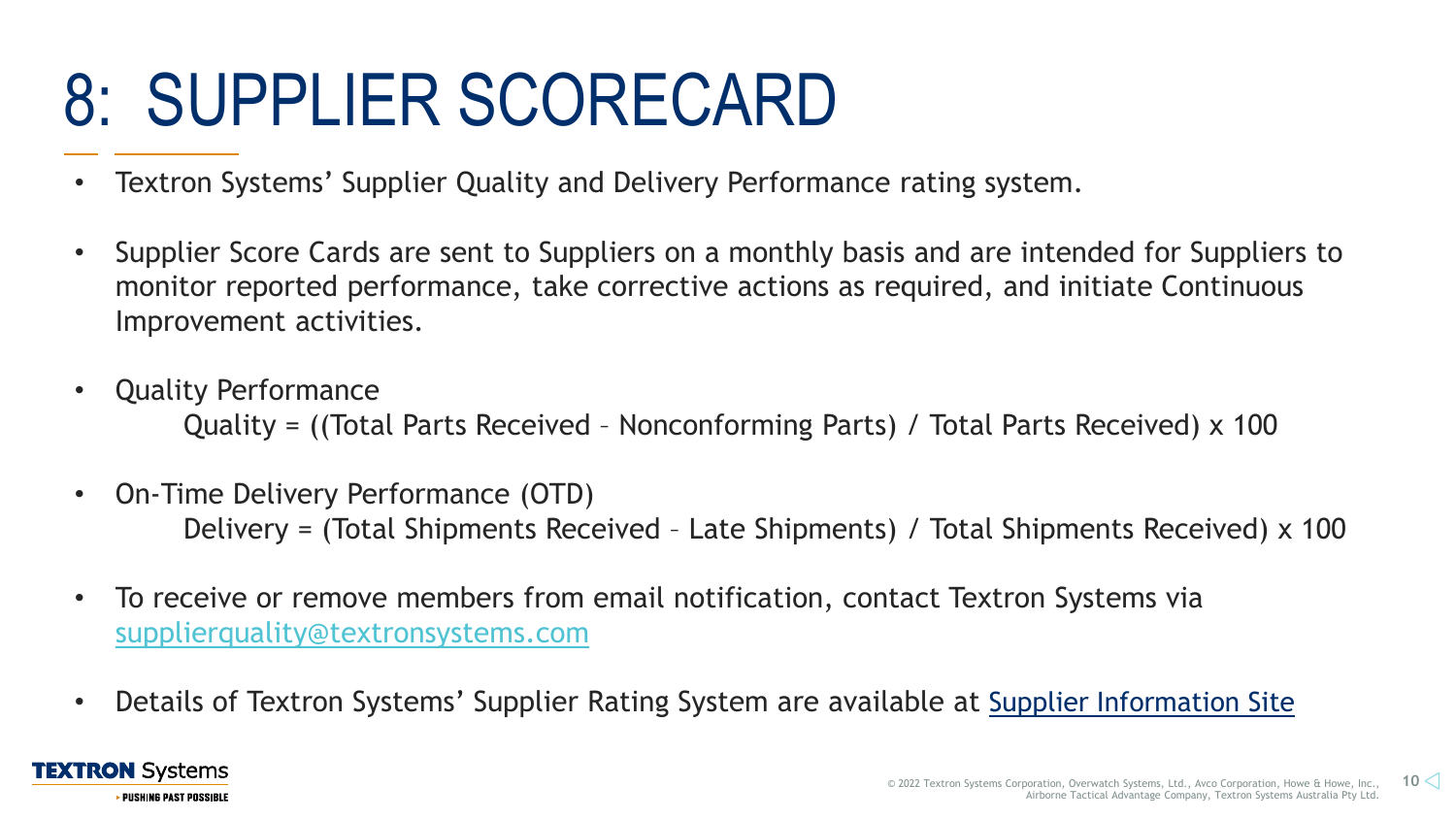# 8: SUPPLIER SCORECARD

- Textron Systems' Supplier Quality and Delivery Performance rating system.
- Supplier Score Cards are sent to Suppliers on a monthly basis and are intended for Suppliers to monitor reported performance, take corrective actions as required, and initiate Continuous Improvement activities.
- Quality Performance

  Quality = ((Total Parts Received – Nonconforming Parts) / Total Parts Received) x 100

- On-Time Delivery Performance (OTD)

  Delivery = (Total Shipments Received – Late Shipments) / Total Shipments Received) x 100

- To receive or remove members from email notification, contact Textron Systems via supplierquality@textronsystems.com
- Details of Textron Systems' Supplier Rating System are available at Supplier Information Site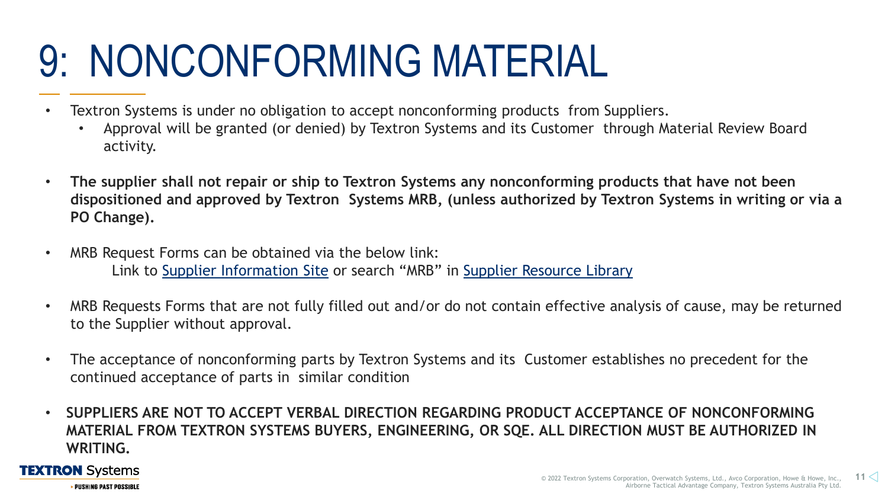# 9: NONCONFORMING MATERIAL

- Textron Systems is under no obligation to accept nonconforming products from Suppliers.
  - Approval will be granted (or denied) by Textron Systems and its Customer through Material Review Board activity.
- **The supplier shall not repair or ship to Textron Systems any nonconforming products that have not been dispositioned and approved by Textron Systems MRB, (unless authorized by Textron Systems in writing or via a PO Change).**
- MRB Request Forms can be obtained via the below link:
  Link to Supplier Information Site or search "MRB" in Supplier Resource Library
- MRB Requests Forms that are not fully filled out and/or do not contain effective analysis of cause, may be returned to the Supplier without approval.
- The acceptance of nonconforming parts by Textron Systems and its Customer establishes no precedent for the continued acceptance of parts in similar condition
- **SUPPLIERS ARE NOT TO ACCEPT VERBAL DIRECTION REGARDING PRODUCT ACCEPTANCE OF NONCONFORMING MATERIAL FROM TEXTRON SYSTEMS BUYERS, ENGINEERING, OR SQE. ALL DIRECTION MUST BE AUTHORIZED IN WRITING.**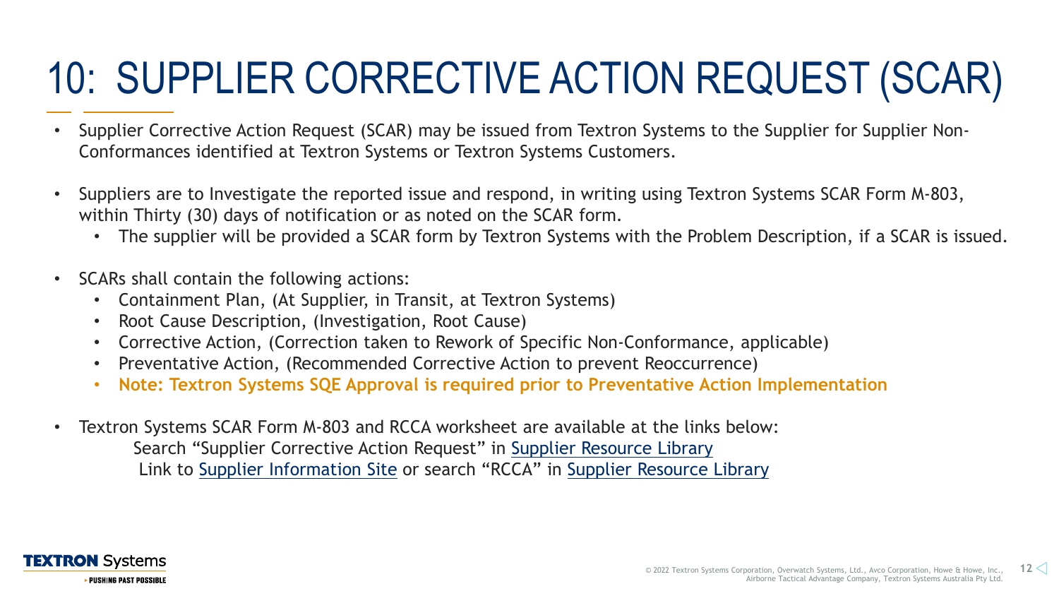# 10: SUPPLIER CORRECTIVE ACTION REQUEST (SCAR)

- Supplier Corrective Action Request (SCAR) may be issued from Textron Systems to the Supplier for Supplier Non-Conformances identified at Textron Systems or Textron Systems Customers.

- Suppliers are to Investigate the reported issue and respond, in writing using Textron Systems SCAR Form M-803, within Thirty (30) days of notification or as noted on the SCAR form.
  - The supplier will be provided a SCAR form by Textron Systems with the Problem Description, if a SCAR is issued.

- SCARs shall contain the following actions:
  - Containment Plan, (At Supplier, in Transit, at Textron Systems)
  - Root Cause Description, (Investigation, Root Cause)
  - Corrective Action, (Correction taken to Rework of Specific Non-Conformance, applicable)
  - Preventative Action, (Recommended Corrective Action to prevent Reoccurrence)
  - **Note: Textron Systems SQE Approval is required prior to Preventative Action Implementation**

- Textron Systems SCAR Form M-803 and RCCA worksheet are available at the links below:
  Search "Supplier Corrective Action Request" in Supplier Resource Library
  Link to Supplier Information Site or search "RCCA" in Supplier Resource Library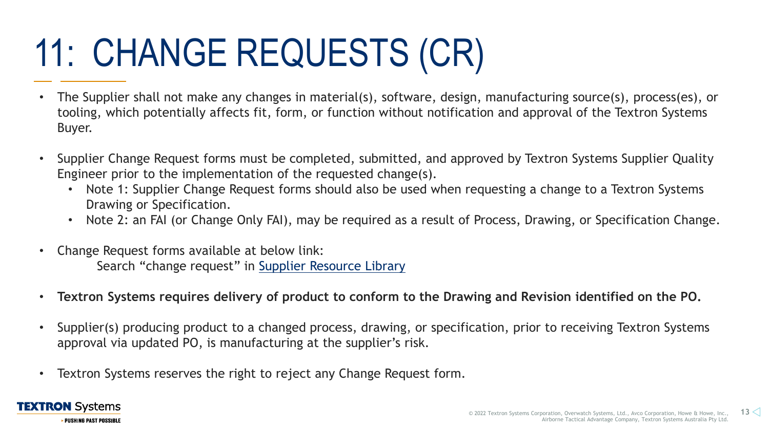# 11: CHANGE REQUESTS (CR)

- The Supplier shall not make any changes in material(s), software, design, manufacturing source(s), process(es), or tooling, which potentially affects fit, form, or function without notification and approval of the Textron Systems Buyer.

- Supplier Change Request forms must be completed, submitted, and approved by Textron Systems Supplier Quality Engineer prior to the implementation of the requested change(s).
  - Note 1: Supplier Change Request forms should also be used when requesting a change to a Textron Systems Drawing or Specification.
  - Note 2: an FAI (or Change Only FAI), may be required as a result of Process, Drawing, or Specification Change.

- Change Request forms available at below link:
  Search "change request" in Supplier Resource Library

- **Textron Systems requires delivery of product to conform to the Drawing and Revision identified on the PO.**

- Supplier(s) producing product to a changed process, drawing, or specification, prior to receiving Textron Systems approval via updated PO, is manufacturing at the supplier's risk.

- Textron Systems reserves the right to reject any Change Request form.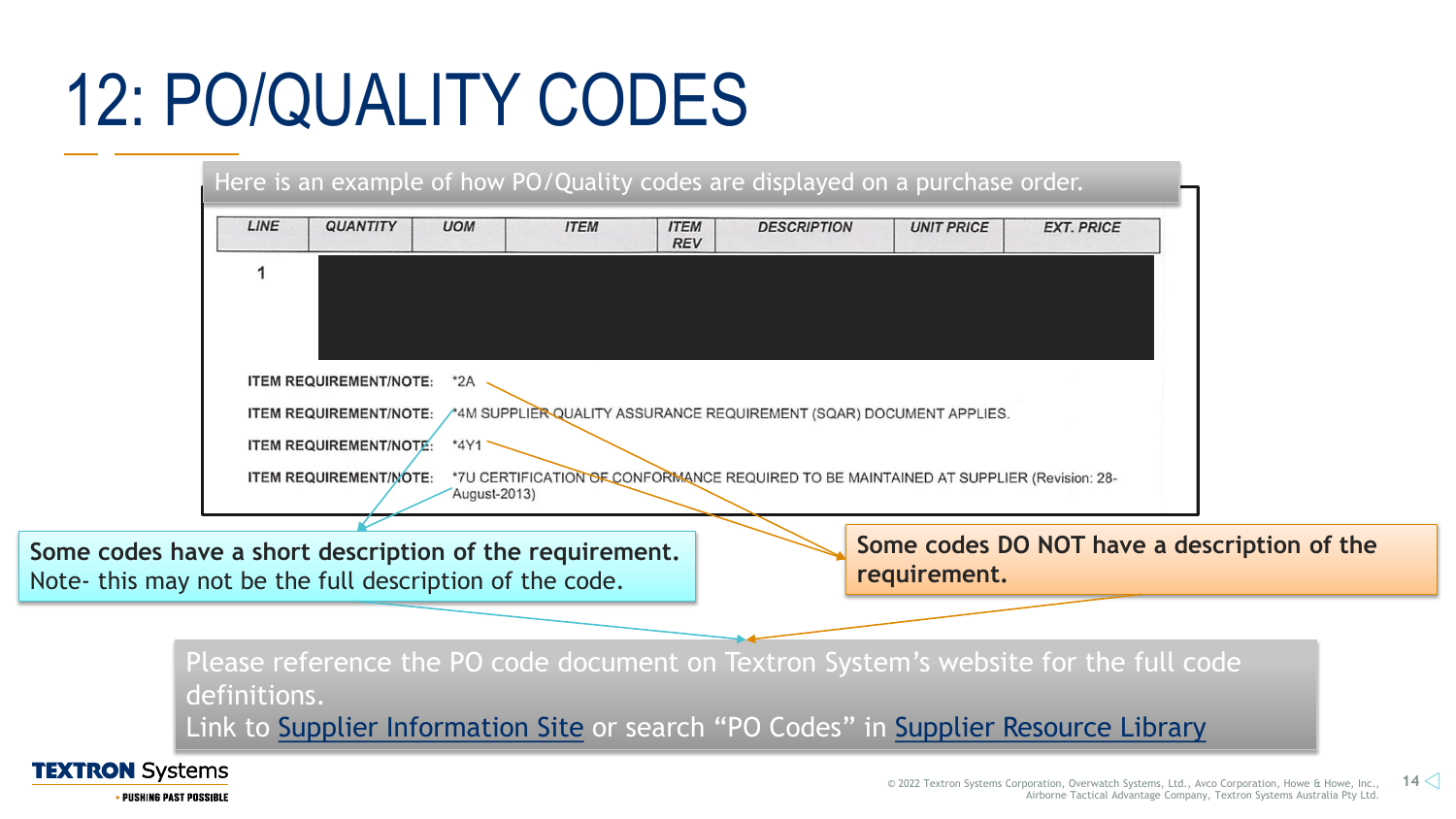# 12: PO/QUALITY CODES

Here is an example of how PO/Quality codes are displayed on a purchase order.

| LINE | QUANTITY | UOM | ITEM | ITEM REV | DESCRIPTION | UNIT PRICE | EXT. PRICE |
|---|---|---|---|---|---|---|---|
| 1 | | | | | | | |

ITEM REQUIREMENT/NOTE: *2A

ITEM REQUIREMENT/NOTE: *4M SUPPLIER QUALITY ASSURANCE REQUIREMENT (SQAR) DOCUMENT APPLIES.

ITEM REQUIREMENT/NOTE: *4Y1

ITEM REQUIREMENT/NOTE: *7U CERTIFICATION OF CONFORMANCE REQUIRED TO BE MAINTAINED AT SUPPLIER (Revision: 28-August-2013)

**Some codes have a short description of the requirement.**
Note- this may not be the full description of the code.

**Some codes DO NOT have a description of the requirement.**

Please reference the PO code document on Textron System's website for the full code definitions.
Link to Supplier Information Site or search "PO Codes" in Supplier Resource Library

© 2022 Textron Systems Corporation, Overwatch Systems, Ltd., Avco Corporation, Howe & Howe, Inc., Airborne Tactical Advantage Company, Textron Systems Australia Pty Ltd.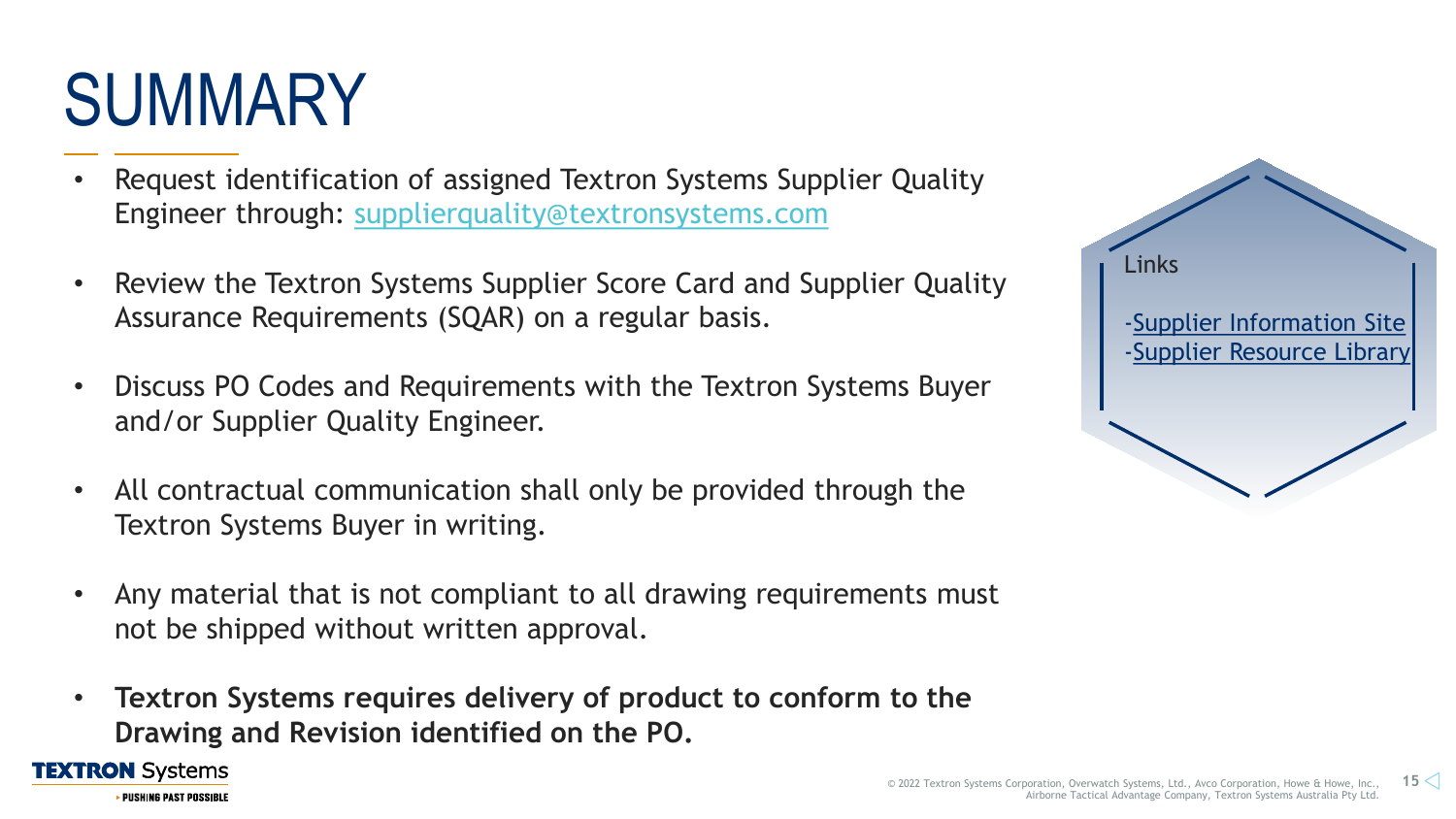# SUMMARY

- Request identification of assigned Textron Systems Supplier Quality Engineer through: supplierquality@textronsystems.com
- Review the Textron Systems Supplier Score Card and Supplier Quality Assurance Requirements (SQAR) on a regular basis.
- Discuss PO Codes and Requirements with the Textron Systems Buyer and/or Supplier Quality Engineer.
- All contractual communication shall only be provided through the Textron Systems Buyer in writing.
- Any material that is not compliant to all drawing requirements must not be shipped without written approval.
- **Textron Systems requires delivery of product to conform to the Drawing and Revision identified on the PO.**

Links

-Supplier Information Site
-Supplier Resource Library

© 2022 Textron Systems Corporation, Overwatch Systems, Ltd., Avco Corporation, Howe & Howe, Inc., Airborne Tactical Advantage Company, Textron Systems Australia Pty Ltd.